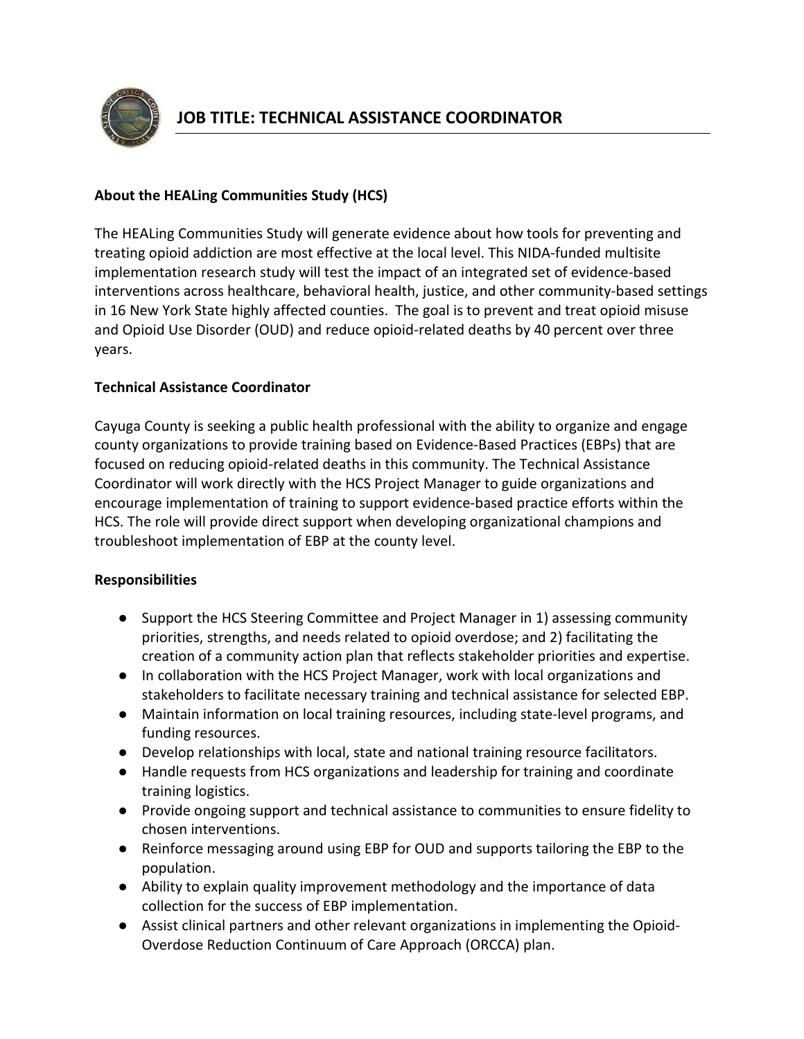# JOB TITLE: TECHNICAL ASSISTANCE COORDINATOR

**About the HEALing Communities Study (HCS)**

The HEALing Communities Study will generate evidence about how tools for preventing and treating opioid addiction are most effective at the local level. This NIDA-funded multisite implementation research study will test the impact of an integrated set of evidence-based interventions across healthcare, behavioral health, justice, and other community-based settings in 16 New York State highly affected counties. The goal is to prevent and treat opioid misuse and Opioid Use Disorder (OUD) and reduce opioid-related deaths by 40 percent over three years.

**Technical Assistance Coordinator**

Cayuga County is seeking a public health professional with the ability to organize and engage county organizations to provide training based on Evidence-Based Practices (EBPs) that are focused on reducing opioid-related deaths in this community. The Technical Assistance Coordinator will work directly with the HCS Project Manager to guide organizations and encourage implementation of training to support evidence-based practice efforts within the HCS. The role will provide direct support when developing organizational champions and troubleshoot implementation of EBP at the county level.

**Responsibilities**

- Support the HCS Steering Committee and Project Manager in 1) assessing community priorities, strengths, and needs related to opioid overdose; and 2) facilitating the creation of a community action plan that reflects stakeholder priorities and expertise.
- In collaboration with the HCS Project Manager, work with local organizations and stakeholders to facilitate necessary training and technical assistance for selected EBP.
- Maintain information on local training resources, including state-level programs, and funding resources.
- Develop relationships with local, state and national training resource facilitators.
- Handle requests from HCS organizations and leadership for training and coordinate training logistics.
- Provide ongoing support and technical assistance to communities to ensure fidelity to chosen interventions.
- Reinforce messaging around using EBP for OUD and supports tailoring the EBP to the population.
- Ability to explain quality improvement methodology and the importance of data collection for the success of EBP implementation.
- Assist clinical partners and other relevant organizations in implementing the Opioid-Overdose Reduction Continuum of Care Approach (ORCCA) plan.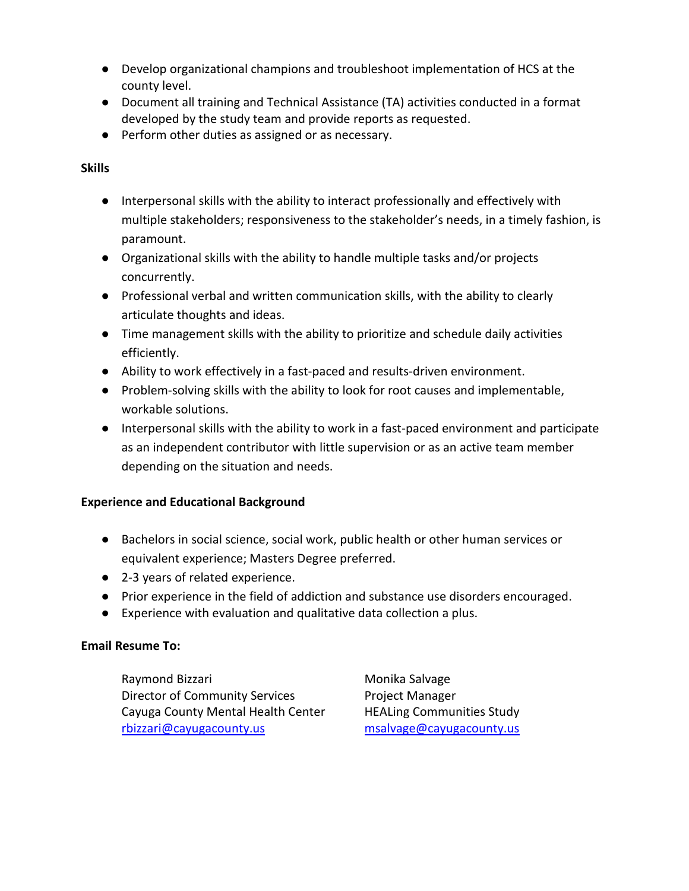- Develop organizational champions and troubleshoot implementation of HCS at the county level.
- Document all training and Technical Assistance (TA) activities conducted in a format developed by the study team and provide reports as requested.
- Perform other duties as assigned or as necessary.

**Skills**

- Interpersonal skills with the ability to interact professionally and effectively with multiple stakeholders; responsiveness to the stakeholder's needs, in a timely fashion, is paramount.
- Organizational skills with the ability to handle multiple tasks and/or projects concurrently.
- Professional verbal and written communication skills, with the ability to clearly articulate thoughts and ideas.
- Time management skills with the ability to prioritize and schedule daily activities efficiently.
- Ability to work effectively in a fast-paced and results-driven environment.
- Problem-solving skills with the ability to look for root causes and implementable, workable solutions.
- Interpersonal skills with the ability to work in a fast-paced environment and participate as an independent contributor with little supervision or as an active team member depending on the situation and needs.

**Experience and Educational Background**

- Bachelors in social science, social work, public health or other human services or equivalent experience; Masters Degree preferred.
- 2-3 years of related experience.
- Prior experience in the field of addiction and substance use disorders encouraged.
- Experience with evaluation and qualitative data collection a plus.

**Email Resume To:**

Raymond Bizzari
Director of Community Services
Cayuga County Mental Health Center
rbizzari@cayugacounty.us

Monika Salvage
Project Manager
HEALing Communities Study
msalvage@cayugacounty.us